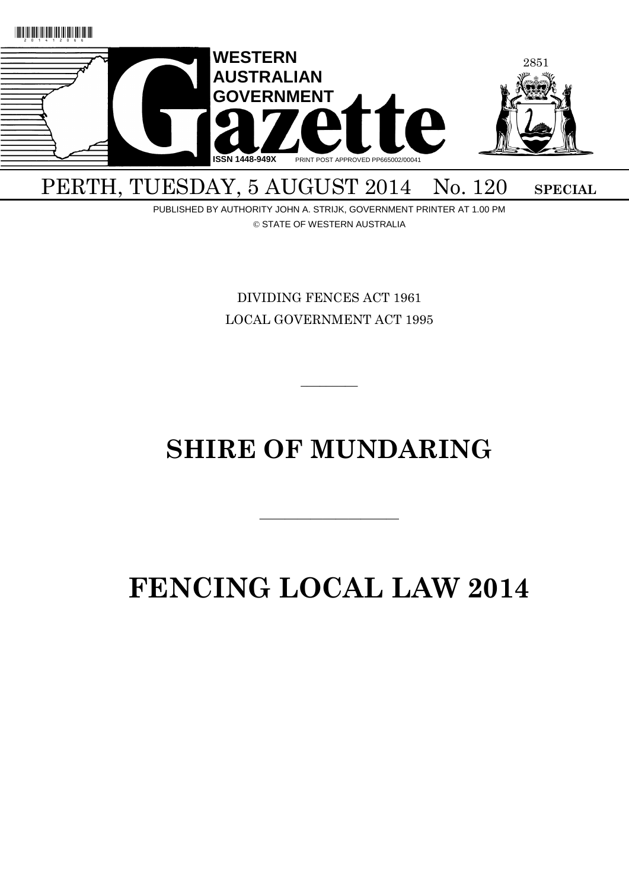# WESTERN AUSTRALIAN GOVERNMENT Gazette

ISSN 1448-949X PRINT POST APPROVED PP665002/00041

PERTH, TUESDAY, 5 AUGUST 2014 No. 120 **SPECIAL**

PUBLISHED BY AUTHORITY JOHN A. STRIJK, GOVERNMENT PRINTER AT 1.00 PM

© STATE OF WESTERN AUSTRALIA

DIVIDING FENCES ACT 1961

LOCAL GOVERNMENT ACT 1995

---

# SHIRE OF MUNDARING

---

# FENCING LOCAL LAW 2014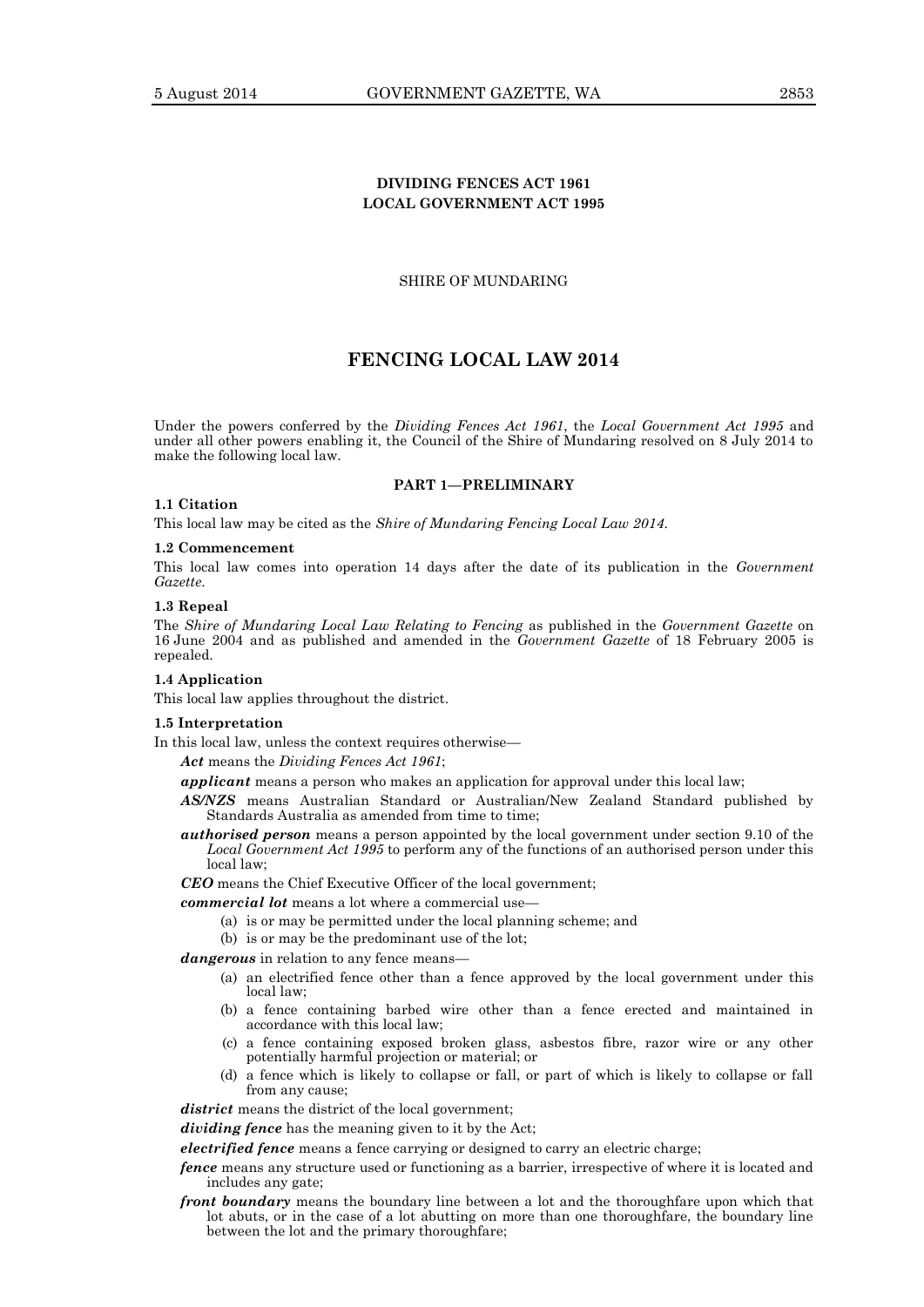**DIVIDING FENCES ACT 1961**
**LOCAL GOVERNMENT ACT 1995**

SHIRE OF MUNDARING

# FENCING LOCAL LAW 2014

Under the powers conferred by the *Dividing Fences Act 1961*, the *Local Government Act 1995* and under all other powers enabling it, the Council of the Shire of Mundaring resolved on 8 July 2014 to make the following local law.

## PART 1—PRELIMINARY

### 1.1 Citation

This local law may be cited as the *Shire of Mundaring Fencing Local Law 2014*.

### 1.2 Commencement

This local law comes into operation 14 days after the date of its publication in the *Government Gazette*.

### 1.3 Repeal

The *Shire of Mundaring Local Law Relating to Fencing* as published in the *Government Gazette* on 16 June 2004 and as published and amended in the *Government Gazette* of 18 February 2005 is repealed.

### 1.4 Application

This local law applies throughout the district.

### 1.5 Interpretation

In this local law, unless the context requires otherwise—

***Act*** means the *Dividing Fences Act 1961*;

***applicant*** means a person who makes an application for approval under this local law;

***AS/NZS*** means Australian Standard or Australian/New Zealand Standard published by Standards Australia as amended from time to time;

***authorised person*** means a person appointed by the local government under section 9.10 of the *Local Government Act 1995* to perform any of the functions of an authorised person under this local law;

***CEO*** means the Chief Executive Officer of the local government;

***commercial lot*** means a lot where a commercial use—

(a) is or may be permitted under the local planning scheme; and

(b) is or may be the predominant use of the lot;

***dangerous*** in relation to any fence means—

(a) an electrified fence other than a fence approved by the local government under this local law;

(b) a fence containing barbed wire other than a fence erected and maintained in accordance with this local law;

(c) a fence containing exposed broken glass, asbestos fibre, razor wire or any other potentially harmful projection or material; or

(d) a fence which is likely to collapse or fall, or part of which is likely to collapse or fall from any cause;

***district*** means the district of the local government;

***dividing fence*** has the meaning given to it by the Act;

***electrified fence*** means a fence carrying or designed to carry an electric charge;

***fence*** means any structure used or functioning as a barrier, irrespective of where it is located and includes any gate;

***front boundary*** means the boundary line between a lot and the thoroughfare upon which that lot abuts, or in the case of a lot abutting on more than one thoroughfare, the boundary line between the lot and the primary thoroughfare;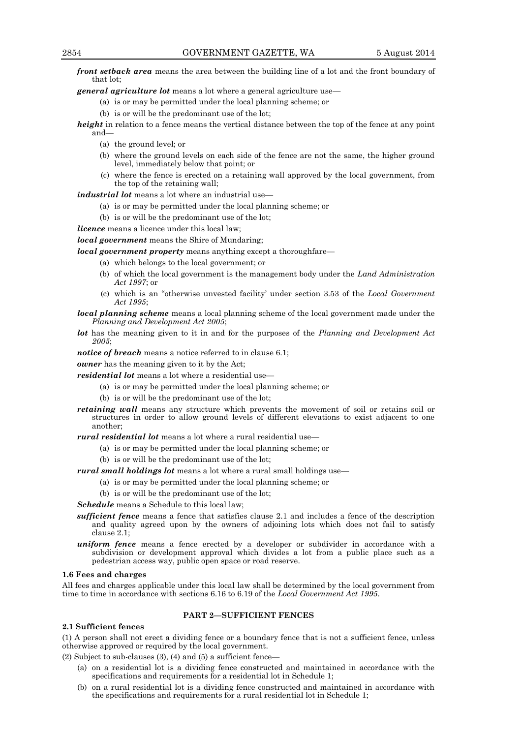***front setback area*** means the area between the building line of a lot and the front boundary of that lot;

***general agriculture lot*** means a lot where a general agriculture use—

(a) is or may be permitted under the local planning scheme; or

(b) is or will be the predominant use of the lot;

***height*** in relation to a fence means the vertical distance between the top of the fence at any point and—

(a) the ground level; or

(b) where the ground levels on each side of the fence are not the same, the higher ground level, immediately below that point; or

(c) where the fence is erected on a retaining wall approved by the local government, from the top of the retaining wall;

***industrial lot*** means a lot where an industrial use—

(a) is or may be permitted under the local planning scheme; or

(b) is or will be the predominant use of the lot;

***licence*** means a licence under this local law;

***local government*** means the Shire of Mundaring;

***local government property*** means anything except a thoroughfare—

(a) which belongs to the local government; or

(b) of which the local government is the management body under the *Land Administration Act 1997*; or

(c) which is an "otherwise unvested facility' under section 3.53 of the *Local Government Act 1995*;

***local planning scheme*** means a local planning scheme of the local government made under the *Planning and Development Act 2005*;

***lot*** has the meaning given to it in and for the purposes of the *Planning and Development Act 2005*;

***notice of breach*** means a notice referred to in clause 6.1;

***owner*** has the meaning given to it by the Act;

***residential lot*** means a lot where a residential use—

(a) is or may be permitted under the local planning scheme; or

(b) is or will be the predominant use of the lot;

***retaining wall*** means any structure which prevents the movement of soil or retains soil or structures in order to allow ground levels of different elevations to exist adjacent to one another;

***rural residential lot*** means a lot where a rural residential use—

(a) is or may be permitted under the local planning scheme; or

(b) is or will be the predominant use of the lot;

***rural small holdings lot*** means a lot where a rural small holdings use—

(a) is or may be permitted under the local planning scheme; or

(b) is or will be the predominant use of the lot;

***Schedule*** means a Schedule to this local law;

***sufficient fence*** means a fence that satisfies clause 2.1 and includes a fence of the description and quality agreed upon by the owners of adjoining lots which does not fail to satisfy clause 2.1;

***uniform fence*** means a fence erected by a developer or subdivider in accordance with a subdivision or development approval which divides a lot from a public place such as a pedestrian access way, public open space or road reserve.

**1.6 Fees and charges**

All fees and charges applicable under this local law shall be determined by the local government from time to time in accordance with sections 6.16 to 6.19 of the *Local Government Act 1995*.

## PART 2—SUFFICIENT FENCES

**2.1 Sufficient fences**

(1) A person shall not erect a dividing fence or a boundary fence that is not a sufficient fence, unless otherwise approved or required by the local government.

(2) Subject to sub-clauses (3), (4) and (5) a sufficient fence—

(a) on a residential lot is a dividing fence constructed and maintained in accordance with the specifications and requirements for a residential lot in Schedule 1;

(b) on a rural residential lot is a dividing fence constructed and maintained in accordance with the specifications and requirements for a rural residential lot in Schedule 1;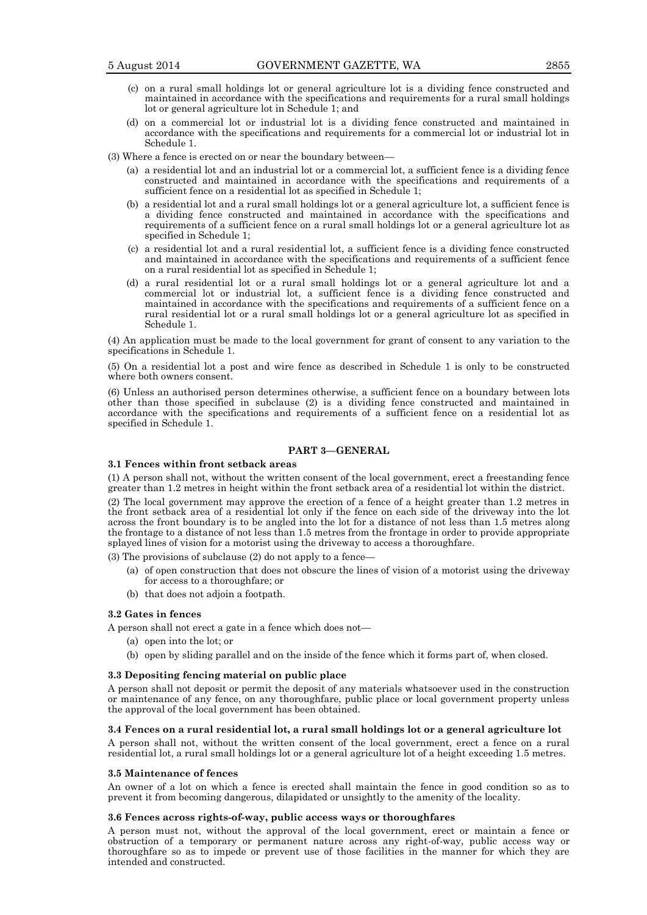(c) on a rural small holdings lot or general agriculture lot is a dividing fence constructed and maintained in accordance with the specifications and requirements for a rural small holdings lot or general agriculture lot in Schedule 1; and

(d) on a commercial lot or industrial lot is a dividing fence constructed and maintained in accordance with the specifications and requirements for a commercial lot or industrial lot in Schedule 1.

(3) Where a fence is erected on or near the boundary between—

(a) a residential lot and an industrial lot or a commercial lot, a sufficient fence is a dividing fence constructed and maintained in accordance with the specifications and requirements of a sufficient fence on a residential lot as specified in Schedule 1;

(b) a residential lot and a rural small holdings lot or a general agriculture lot, a sufficient fence is a dividing fence constructed and maintained in accordance with the specifications and requirements of a sufficient fence on a rural small holdings lot or a general agriculture lot as specified in Schedule 1;

(c) a residential lot and a rural residential lot, a sufficient fence is a dividing fence constructed and maintained in accordance with the specifications and requirements of a sufficient fence on a rural residential lot as specified in Schedule 1;

(d) a rural residential lot or a rural small holdings lot or a general agriculture lot and a commercial lot or industrial lot, a sufficient fence is a dividing fence constructed and maintained in accordance with the specifications and requirements of a sufficient fence on a rural residential lot or a rural small holdings lot or a general agriculture lot as specified in Schedule 1.

(4) An application must be made to the local government for grant of consent to any variation to the specifications in Schedule 1.

(5) On a residential lot a post and wire fence as described in Schedule 1 is only to be constructed where both owners consent.

(6) Unless an authorised person determines otherwise, a sufficient fence on a boundary between lots other than those specified in subclause (2) is a dividing fence constructed and maintained in accordance with the specifications and requirements of a sufficient fence on a residential lot as specified in Schedule 1.

## PART 3—GENERAL

### 3.1 Fences within front setback areas

(1) A person shall not, without the written consent of the local government, erect a freestanding fence greater than 1.2 metres in height within the front setback area of a residential lot within the district.

(2) The local government may approve the erection of a fence of a height greater than 1.2 metres in the front setback area of a residential lot only if the fence on each side of the driveway into the lot across the front boundary is to be angled into the lot for a distance of not less than 1.5 metres along the frontage to a distance of not less than 1.5 metres from the frontage in order to provide appropriate splayed lines of vision for a motorist using the driveway to access a thoroughfare.

(3) The provisions of subclause (2) do not apply to a fence—

(a) of open construction that does not obscure the lines of vision of a motorist using the driveway for access to a thoroughfare; or

(b) that does not adjoin a footpath.

### 3.2 Gates in fences

A person shall not erect a gate in a fence which does not—

(a) open into the lot; or

(b) open by sliding parallel and on the inside of the fence which it forms part of, when closed.

### 3.3 Depositing fencing material on public place

A person shall not deposit or permit the deposit of any materials whatsoever used in the construction or maintenance of any fence, on any thoroughfare, public place or local government property unless the approval of the local government has been obtained.

### 3.4 Fences on a rural residential lot, a rural small holdings lot or a general agriculture lot

A person shall not, without the written consent of the local government, erect a fence on a rural residential lot, a rural small holdings lot or a general agriculture lot of a height exceeding 1.5 metres.

### 3.5 Maintenance of fences

An owner of a lot on which a fence is erected shall maintain the fence in good condition so as to prevent it from becoming dangerous, dilapidated or unsightly to the amenity of the locality.

### 3.6 Fences across rights-of-way, public access ways or thoroughfares

A person must not, without the approval of the local government, erect or maintain a fence or obstruction of a temporary or permanent nature across any right-of-way, public access way or thoroughfare so as to impede or prevent use of those facilities in the manner for which they are intended and constructed.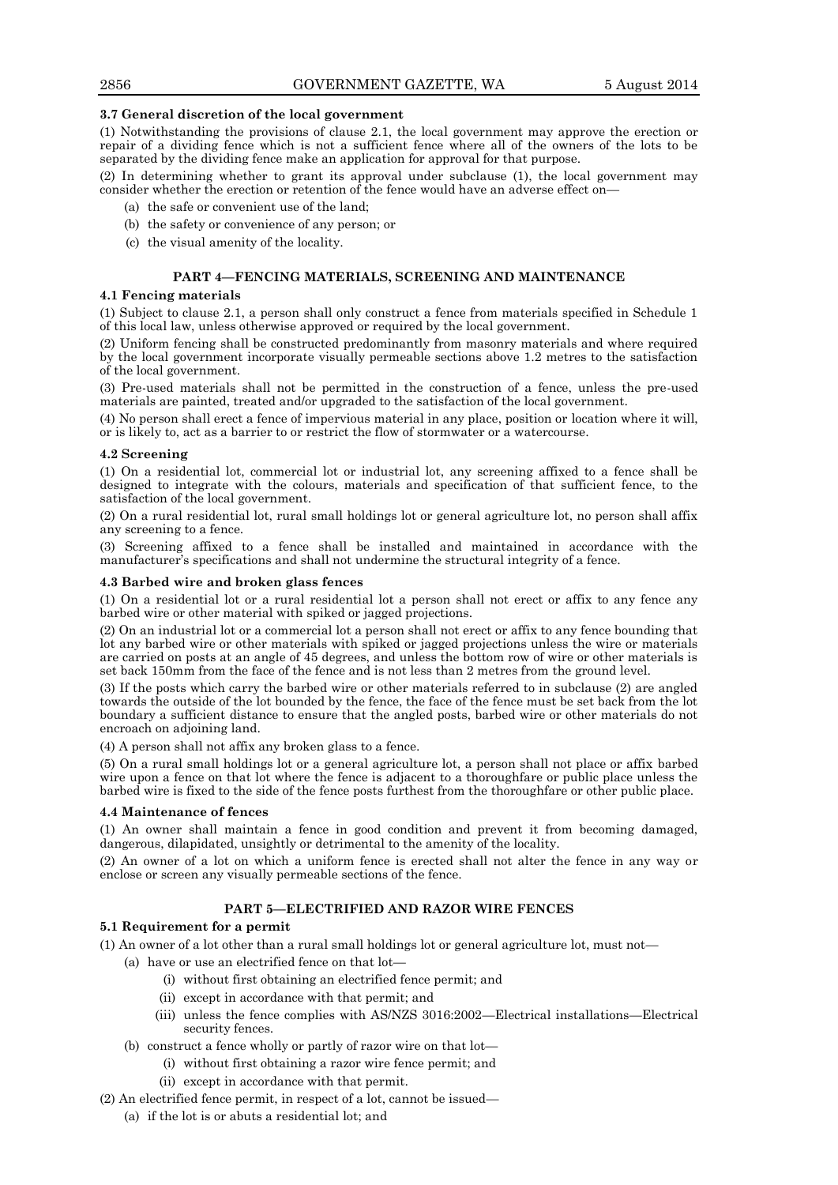### 3.7 General discretion of the local government

(1) Notwithstanding the provisions of clause 2.1, the local government may approve the erection or repair of a dividing fence which is not a sufficient fence where all of the owners of the lots to be separated by the dividing fence make an application for approval for that purpose.

(2) In determining whether to grant its approval under subclause (1), the local government may consider whether the erection or retention of the fence would have an adverse effect on—

- (a) the safe or convenient use of the land;
- (b) the safety or convenience of any person; or
- (c) the visual amenity of the locality.

## PART 4—FENCING MATERIALS, SCREENING AND MAINTENANCE

### 4.1 Fencing materials

(1) Subject to clause 2.1, a person shall only construct a fence from materials specified in Schedule 1 of this local law, unless otherwise approved or required by the local government.

(2) Uniform fencing shall be constructed predominantly from masonry materials and where required by the local government incorporate visually permeable sections above 1.2 metres to the satisfaction of the local government.

(3) Pre-used materials shall not be permitted in the construction of a fence, unless the pre-used materials are painted, treated and/or upgraded to the satisfaction of the local government.

(4) No person shall erect a fence of impervious material in any place, position or location where it will, or is likely to, act as a barrier to or restrict the flow of stormwater or a watercourse.

### 4.2 Screening

(1) On a residential lot, commercial lot or industrial lot, any screening affixed to a fence shall be designed to integrate with the colours, materials and specification of that sufficient fence, to the satisfaction of the local government.

(2) On a rural residential lot, rural small holdings lot or general agriculture lot, no person shall affix any screening to a fence.

(3) Screening affixed to a fence shall be installed and maintained in accordance with the manufacturer's specifications and shall not undermine the structural integrity of a fence.

### 4.3 Barbed wire and broken glass fences

(1) On a residential lot or a rural residential lot a person shall not erect or affix to any fence any barbed wire or other material with spiked or jagged projections.

(2) On an industrial lot or a commercial lot a person shall not erect or affix to any fence bounding that lot any barbed wire or other materials with spiked or jagged projections unless the wire or materials are carried on posts at an angle of 45 degrees, and unless the bottom row of wire or other materials is set back 150mm from the face of the fence and is not less than 2 metres from the ground level.

(3) If the posts which carry the barbed wire or other materials referred to in subclause (2) are angled towards the outside of the lot bounded by the fence, the face of the fence must be set back from the lot boundary a sufficient distance to ensure that the angled posts, barbed wire or other materials do not encroach on adjoining land.

(4) A person shall not affix any broken glass to a fence.

(5) On a rural small holdings lot or a general agriculture lot, a person shall not place or affix barbed wire upon a fence on that lot where the fence is adjacent to a thoroughfare or public place unless the barbed wire is fixed to the side of the fence posts furthest from the thoroughfare or other public place.

### 4.4 Maintenance of fences

(1) An owner shall maintain a fence in good condition and prevent it from becoming damaged, dangerous, dilapidated, unsightly or detrimental to the amenity of the locality.

(2) An owner of a lot on which a uniform fence is erected shall not alter the fence in any way or enclose or screen any visually permeable sections of the fence.

## PART 5—ELECTRIFIED AND RAZOR WIRE FENCES

### 5.1 Requirement for a permit

(1) An owner of a lot other than a rural small holdings lot or general agriculture lot, must not—

- (a) have or use an electrified fence on that lot—
  - (i) without first obtaining an electrified fence permit; and
  - (ii) except in accordance with that permit; and
  - (iii) unless the fence complies with AS/NZS 3016:2002—Electrical installations—Electrical security fences.
- (b) construct a fence wholly or partly of razor wire on that lot—
  - (i) without first obtaining a razor wire fence permit; and
  - (ii) except in accordance with that permit.

(2) An electrified fence permit, in respect of a lot, cannot be issued—

- (a) if the lot is or abuts a residential lot; and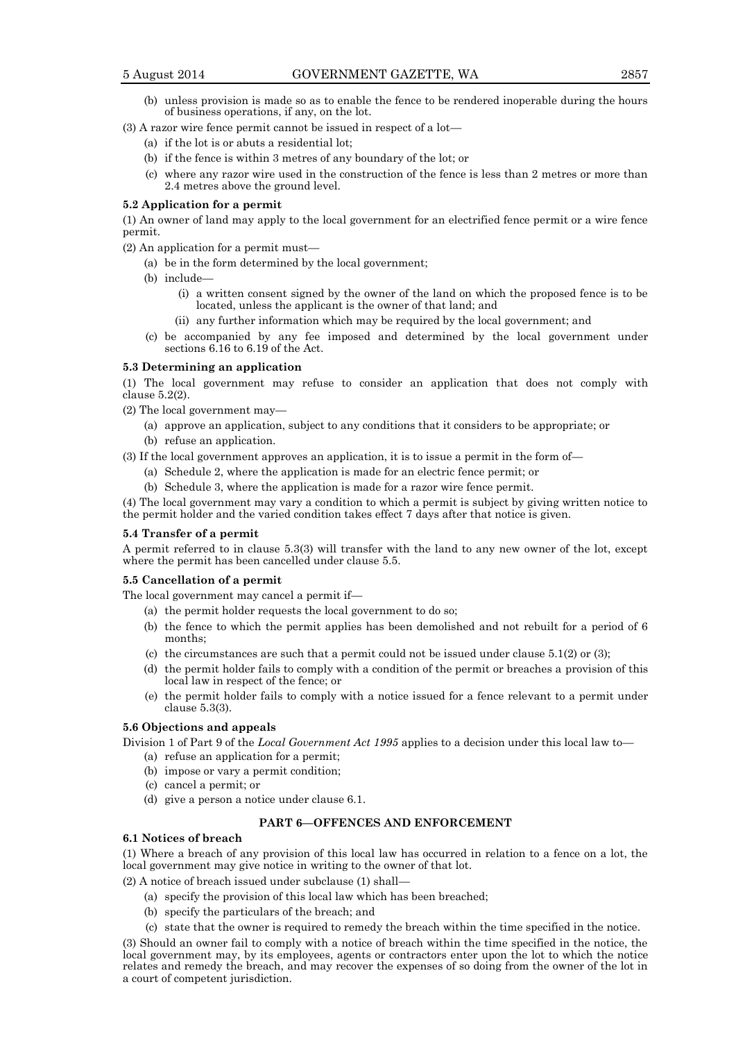(b) unless provision is made so as to enable the fence to be rendered inoperable during the hours of business operations, if any, on the lot.

(3) A razor wire fence permit cannot be issued in respect of a lot—

(a) if the lot is or abuts a residential lot;

(b) if the fence is within 3 metres of any boundary of the lot; or

(c) where any razor wire used in the construction of the fence is less than 2 metres or more than 2.4 metres above the ground level.

**5.2 Application for a permit**

(1) An owner of land may apply to the local government for an electrified fence permit or a wire fence permit.

(2) An application for a permit must—

(a) be in the form determined by the local government;

(b) include—

(i) a written consent signed by the owner of the land on which the proposed fence is to be located, unless the applicant is the owner of that land; and

(ii) any further information which may be required by the local government; and

(c) be accompanied by any fee imposed and determined by the local government under sections 6.16 to 6.19 of the Act.

**5.3 Determining an application**

(1) The local government may refuse to consider an application that does not comply with clause 5.2(2).

(2) The local government may—

(a) approve an application, subject to any conditions that it considers to be appropriate; or

(b) refuse an application.

(3) If the local government approves an application, it is to issue a permit in the form of—

(a) Schedule 2, where the application is made for an electric fence permit; or

(b) Schedule 3, where the application is made for a razor wire fence permit.

(4) The local government may vary a condition to which a permit is subject by giving written notice to the permit holder and the varied condition takes effect 7 days after that notice is given.

**5.4 Transfer of a permit**

A permit referred to in clause 5.3(3) will transfer with the land to any new owner of the lot, except where the permit has been cancelled under clause 5.5.

**5.5 Cancellation of a permit**

The local government may cancel a permit if—

(a) the permit holder requests the local government to do so;

(b) the fence to which the permit applies has been demolished and not rebuilt for a period of 6 months;

(c) the circumstances are such that a permit could not be issued under clause 5.1(2) or (3);

(d) the permit holder fails to comply with a condition of the permit or breaches a provision of this local law in respect of the fence; or

(e) the permit holder fails to comply with a notice issued for a fence relevant to a permit under clause 5.3(3).

**5.6 Objections and appeals**

Division 1 of Part 9 of the *Local Government Act 1995* applies to a decision under this local law to—

(a) refuse an application for a permit;

(b) impose or vary a permit condition;

(c) cancel a permit; or

(d) give a person a notice under clause 6.1.

## PART 6—OFFENCES AND ENFORCEMENT

**6.1 Notices of breach**

(1) Where a breach of any provision of this local law has occurred in relation to a fence on a lot, the local government may give notice in writing to the owner of that lot.

(2) A notice of breach issued under subclause (1) shall—

(a) specify the provision of this local law which has been breached;

(b) specify the particulars of the breach; and

(c) state that the owner is required to remedy the breach within the time specified in the notice.

(3) Should an owner fail to comply with a notice of breach within the time specified in the notice, the local government may, by its employees, agents or contractors enter upon the lot to which the notice relates and remedy the breach, and may recover the expenses of so doing from the owner of the lot in a court of competent jurisdiction.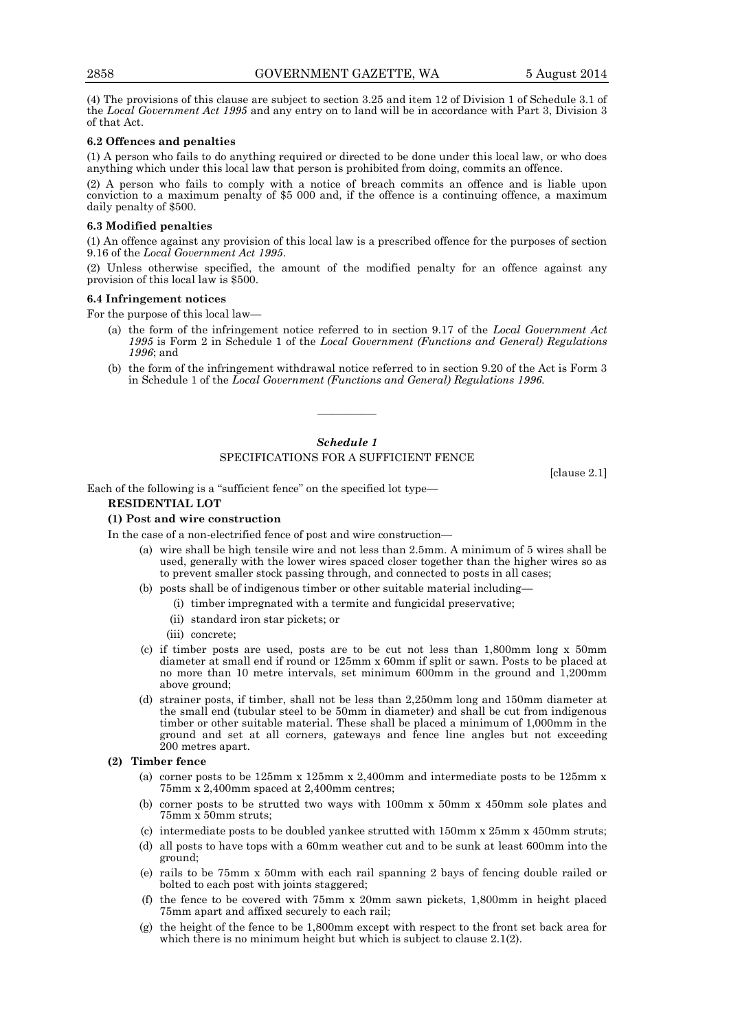(4) The provisions of this clause are subject to section 3.25 and item 12 of Division 1 of Schedule 3.1 of the *Local Government Act 1995* and any entry on to land will be in accordance with Part 3, Division 3 of that Act.

**6.2 Offences and penalties**

(1) A person who fails to do anything required or directed to be done under this local law, or who does anything which under this local law that person is prohibited from doing, commits an offence.

(2) A person who fails to comply with a notice of breach commits an offence and is liable upon conviction to a maximum penalty of $5 000 and, if the offence is a continuing offence, a maximum daily penalty of $500.

**6.3 Modified penalties**

(1) An offence against any provision of this local law is a prescribed offence for the purposes of section 9.16 of the *Local Government Act 1995*.

(2) Unless otherwise specified, the amount of the modified penalty for an offence against any provision of this local law is $500.

**6.4 Infringement notices**

For the purpose of this local law—

(a) the form of the infringement notice referred to in section 9.17 of the *Local Government Act 1995* is Form 2 in Schedule 1 of the *Local Government (Functions and General) Regulations 1996*; and

(b) the form of the infringement withdrawal notice referred to in section 9.20 of the Act is Form 3 in Schedule 1 of the *Local Government (Functions and General) Regulations 1996*.

---

***Schedule 1***

SPECIFICATIONS FOR A SUFFICIENT FENCE

[clause 2.1]

Each of the following is a "sufficient fence" on the specified lot type—

**RESIDENTIAL LOT**

**(1) Post and wire construction**

In the case of a non-electrified fence of post and wire construction—

(a) wire shall be high tensile wire and not less than 2.5mm. A minimum of 5 wires shall be used, generally with the lower wires spaced closer together than the higher wires so as to prevent smaller stock passing through, and connected to posts in all cases;

(b) posts shall be of indigenous timber or other suitable material including—

(i) timber impregnated with a termite and fungicidal preservative;

(ii) standard iron star pickets; or

(iii) concrete;

(c) if timber posts are used, posts are to be cut not less than 1,800mm long x 50mm diameter at small end if round or 125mm x 60mm if split or sawn. Posts to be placed at no more than 10 metre intervals, set minimum 600mm in the ground and 1,200mm above ground;

(d) strainer posts, if timber, shall not be less than 2,250mm long and 150mm diameter at the small end (tubular steel to be 50mm in diameter) and shall be cut from indigenous timber or other suitable material. These shall be placed a minimum of 1,000mm in the ground and set at all corners, gateways and fence line angles but not exceeding 200 metres apart.

**(2) Timber fence**

(a) corner posts to be 125mm x 125mm x 2,400mm and intermediate posts to be 125mm x 75mm x 2,400mm spaced at 2,400mm centres;

(b) corner posts to be strutted two ways with 100mm x 50mm x 450mm sole plates and 75mm x 50mm struts;

(c) intermediate posts to be doubled yankee strutted with 150mm x 25mm x 450mm struts;

(d) all posts to have tops with a 60mm weather cut and to be sunk at least 600mm into the ground;

(e) rails to be 75mm x 50mm with each rail spanning 2 bays of fencing double railed or bolted to each post with joints staggered;

(f) the fence to be covered with 75mm x 20mm sawn pickets, 1,800mm in height placed 75mm apart and affixed securely to each rail;

(g) the height of the fence to be 1,800mm except with respect to the front set back area for which there is no minimum height but which is subject to clause 2.1(2).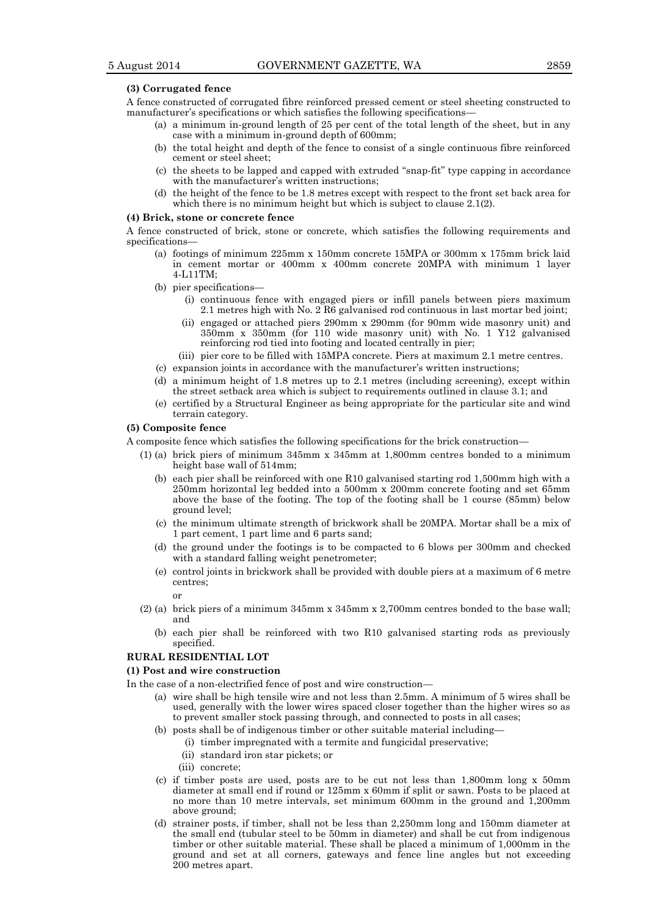**(3) Corrugated fence**

A fence constructed of corrugated fibre reinforced pressed cement or steel sheeting constructed to manufacturer's specifications or which satisfies the following specifications—

(a) a minimum in-ground length of 25 per cent of the total length of the sheet, but in any case with a minimum in-ground depth of 600mm;

(b) the total height and depth of the fence to consist of a single continuous fibre reinforced cement or steel sheet;

(c) the sheets to be lapped and capped with extruded "snap-fit" type capping in accordance with the manufacturer's written instructions;

(d) the height of the fence to be 1.8 metres except with respect to the front set back area for which there is no minimum height but which is subject to clause 2.1(2).

**(4) Brick, stone or concrete fence**

A fence constructed of brick, stone or concrete, which satisfies the following requirements and specifications—

(a) footings of minimum 225mm x 150mm concrete 15MPA or 300mm x 175mm brick laid in cement mortar or 400mm x 400mm concrete 20MPA with minimum 1 layer 4-L11TM;

(b) pier specifications—

(i) continuous fence with engaged piers or infill panels between piers maximum 2.1 metres high with No. 2 R6 galvanised rod continuous in last mortar bed joint;

(ii) engaged or attached piers 290mm x 290mm (for 90mm wide masonry unit) and 350mm x 350mm (for 110 wide masonry unit) with No. 1 Y12 galvanised reinforcing rod tied into footing and located centrally in pier;

(iii) pier core to be filled with 15MPA concrete. Piers at maximum 2.1 metre centres.

(c) expansion joints in accordance with the manufacturer's written instructions;

(d) a minimum height of 1.8 metres up to 2.1 metres (including screening), except within the street setback area which is subject to requirements outlined in clause 3.1; and

(e) certified by a Structural Engineer as being appropriate for the particular site and wind terrain category.

**(5) Composite fence**

A composite fence which satisfies the following specifications for the brick construction—

(1) (a) brick piers of minimum 345mm x 345mm at 1,800mm centres bonded to a minimum height base wall of 514mm;

(b) each pier shall be reinforced with one R10 galvanised starting rod 1,500mm high with a 250mm horizontal leg bedded into a 500mm x 200mm concrete footing and set 65mm above the base of the footing. The top of the footing shall be 1 course (85mm) below ground level;

(c) the minimum ultimate strength of brickwork shall be 20MPA. Mortar shall be a mix of 1 part cement, 1 part lime and 6 parts sand;

(d) the ground under the footings is to be compacted to 6 blows per 300mm and checked with a standard falling weight penetrometer;

(e) control joints in brickwork shall be provided with double piers at a maximum of 6 metre centres;

or

(2) (a) brick piers of a minimum 345mm x 345mm x 2,700mm centres bonded to the base wall; and

(b) each pier shall be reinforced with two R10 galvanised starting rods as previously specified.

**RURAL RESIDENTIAL LOT**

**(1) Post and wire construction**

In the case of a non-electrified fence of post and wire construction—

(a) wire shall be high tensile wire and not less than 2.5mm. A minimum of 5 wires shall be used, generally with the lower wires spaced closer together than the higher wires so as to prevent smaller stock passing through, and connected to posts in all cases;

(b) posts shall be of indigenous timber or other suitable material including—

(i) timber impregnated with a termite and fungicidal preservative;

(ii) standard iron star pickets; or

(iii) concrete;

(c) if timber posts are used, posts are to be cut not less than 1,800mm long x 50mm diameter at small end if round or 125mm x 60mm if split or sawn. Posts to be placed at no more than 10 metre intervals, set minimum 600mm in the ground and 1,200mm above ground;

(d) strainer posts, if timber, shall not be less than 2,250mm long and 150mm diameter at the small end (tubular steel to be 50mm in diameter) and shall be cut from indigenous timber or other suitable material. These shall be placed a minimum of 1,000mm in the ground and set at all corners, gateways and fence line angles but not exceeding 200 metres apart.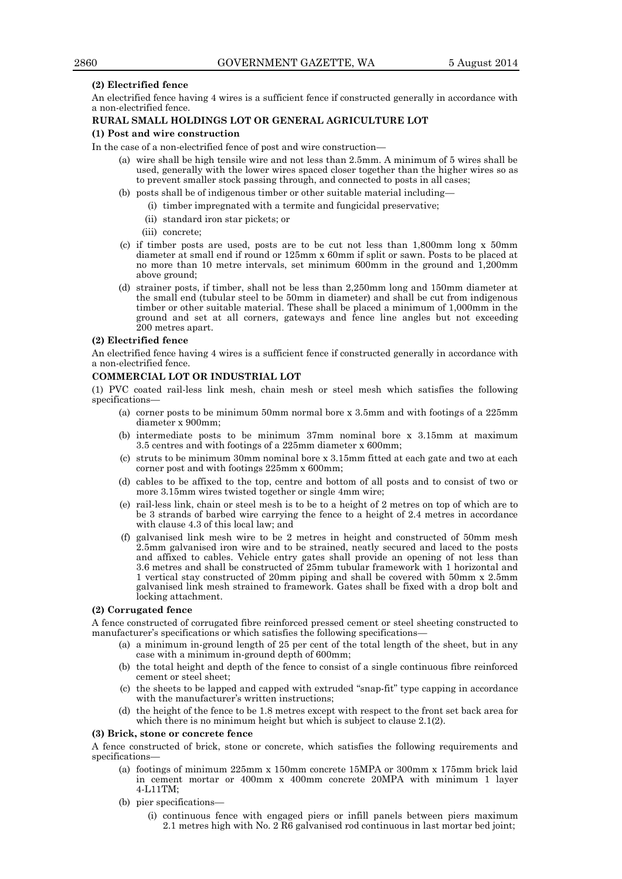**(2) Electrified fence**

An electrified fence having 4 wires is a sufficient fence if constructed generally in accordance with a non-electrified fence.

**RURAL SMALL HOLDINGS LOT OR GENERAL AGRICULTURE LOT**

**(1) Post and wire construction**

In the case of a non-electrified fence of post and wire construction—

(a) wire shall be high tensile wire and not less than 2.5mm. A minimum of 5 wires shall be used, generally with the lower wires spaced closer together than the higher wires so as to prevent smaller stock passing through, and connected to posts in all cases;

(b) posts shall be of indigenous timber or other suitable material including—

(i) timber impregnated with a termite and fungicidal preservative;

(ii) standard iron star pickets; or

(iii) concrete;

(c) if timber posts are used, posts are to be cut not less than 1,800mm long x 50mm diameter at small end if round or 125mm x 60mm if split or sawn. Posts to be placed at no more than 10 metre intervals, set minimum 600mm in the ground and 1,200mm above ground;

(d) strainer posts, if timber, shall not be less than 2,250mm long and 150mm diameter at the small end (tubular steel to be 50mm in diameter) and shall be cut from indigenous timber or other suitable material. These shall be placed a minimum of 1,000mm in the ground and set at all corners, gateways and fence line angles but not exceeding 200 metres apart.

**(2) Electrified fence**

An electrified fence having 4 wires is a sufficient fence if constructed generally in accordance with a non-electrified fence.

**COMMERCIAL LOT OR INDUSTRIAL LOT**

(1) PVC coated rail-less link mesh, chain mesh or steel mesh which satisfies the following specifications—

(a) corner posts to be minimum 50mm normal bore x 3.5mm and with footings of a 225mm diameter x 900mm;

(b) intermediate posts to be minimum 37mm nominal bore x 3.15mm at maximum 3.5 centres and with footings of a 225mm diameter x 600mm;

(c) struts to be minimum 30mm nominal bore x 3.15mm fitted at each gate and two at each corner post and with footings 225mm x 600mm;

(d) cables to be affixed to the top, centre and bottom of all posts and to consist of two or more 3.15mm wires twisted together or single 4mm wire;

(e) rail-less link, chain or steel mesh is to be to a height of 2 metres on top of which are to be 3 strands of barbed wire carrying the fence to a height of 2.4 metres in accordance with clause 4.3 of this local law; and

(f) galvanised link mesh wire to be 2 metres in height and constructed of 50mm mesh 2.5mm galvanised iron wire and to be strained, neatly secured and laced to the posts and affixed to cables. Vehicle entry gates shall provide an opening of not less than 3.6 metres and shall be constructed of 25mm tubular framework with 1 horizontal and 1 vertical stay constructed of 20mm piping and shall be covered with 50mm x 2.5mm galvanised link mesh strained to framework. Gates shall be fixed with a drop bolt and locking attachment.

**(2) Corrugated fence**

A fence constructed of corrugated fibre reinforced pressed cement or steel sheeting constructed to manufacturer's specifications or which satisfies the following specifications—

(a) a minimum in-ground length of 25 per cent of the total length of the sheet, but in any case with a minimum in-ground depth of 600mm;

(b) the total height and depth of the fence to consist of a single continuous fibre reinforced cement or steel sheet;

(c) the sheets to be lapped and capped with extruded "snap-fit" type capping in accordance with the manufacturer's written instructions;

(d) the height of the fence to be 1.8 metres except with respect to the front set back area for which there is no minimum height but which is subject to clause 2.1(2).

**(3) Brick, stone or concrete fence**

A fence constructed of brick, stone or concrete, which satisfies the following requirements and specifications—

(a) footings of minimum 225mm x 150mm concrete 15MPA or 300mm x 175mm brick laid in cement mortar or 400mm x 400mm concrete 20MPA with minimum 1 layer 4-L11TM;

(b) pier specifications—

(i) continuous fence with engaged piers or infill panels between piers maximum 2.1 metres high with No. 2 R6 galvanised rod continuous in last mortar bed joint;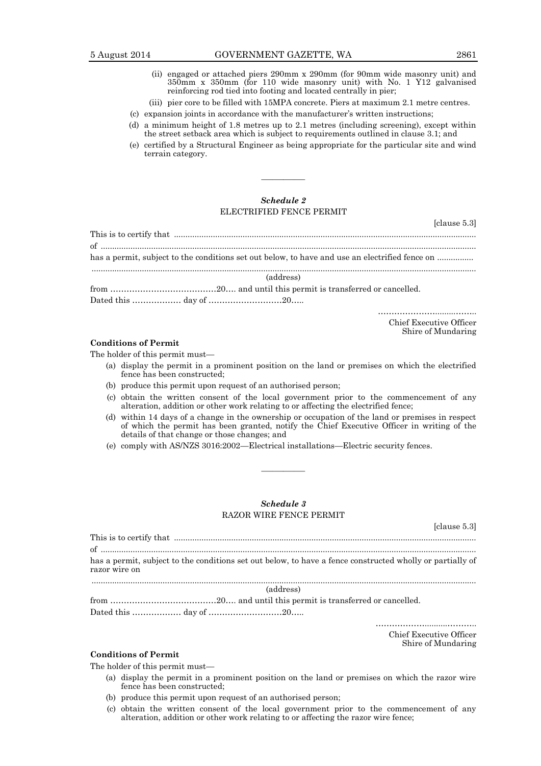(ii) engaged or attached piers 290mm x 290mm (for 90mm wide masonry unit) and 350mm x 350mm (for 110 wide masonry unit) with No. 1 Y12 galvanised reinforcing rod tied into footing and located centrally in pier;

(iii) pier core to be filled with 15MPA concrete. Piers at maximum 2.1 metre centres.

(c) expansion joints in accordance with the manufacturer's written instructions;

(d) a minimum height of 1.8 metres up to 2.1 metres (including screening), except within the street setback area which is subject to requirements outlined in clause 3.1; and

(e) certified by a Structural Engineer as being appropriate for the particular site and wind terrain category.

———————

### *Schedule 2*

### ELECTRIFIED FENCE PERMIT

[clause 5.3]

This is to certify that ..............................................................................................................................

of ...............................................................................................................................................

has a permit, subject to the conditions set out below, to have and use an electrified fence on ................

...............................................................................................................................................

(address)

from …………………………………20…. and until this permit is transferred or cancelled.

Dated this ……………… day of ………………………20…..

………………………………

Chief Executive Officer
Shire of Mundaring

**Conditions of Permit**

The holder of this permit must—

(a) display the permit in a prominent position on the land or premises on which the electrified fence has been constructed;

(b) produce this permit upon request of an authorised person;

(c) obtain the written consent of the local government prior to the commencement of any alteration, addition or other work relating to or affecting the electrified fence;

(d) within 14 days of a change in the ownership or occupation of the land or premises in respect of which the permit has been granted, notify the Chief Executive Officer in writing of the details of that change or those changes; and

(e) comply with AS/NZS 3016:2002—Electrical installations—Electric security fences.

———————

### *Schedule 3*

### RAZOR WIRE FENCE PERMIT

[clause 5.3]

This is to certify that ..............................................................................................................................

of ...............................................................................................................................................

has a permit, subject to the conditions set out below, to have a fence constructed wholly or partially of razor wire on

...............................................................................................................................................

(address)

from …………………………………20…. and until this permit is transferred or cancelled.

Dated this ……………… day of ………………………20…..

………………………………

Chief Executive Officer
Shire of Mundaring

**Conditions of Permit**

The holder of this permit must—

(a) display the permit in a prominent position on the land or premises on which the razor wire fence has been constructed;

(b) produce this permit upon request of an authorised person;

(c) obtain the written consent of the local government prior to the commencement of any alteration, addition or other work relating to or affecting the razor wire fence;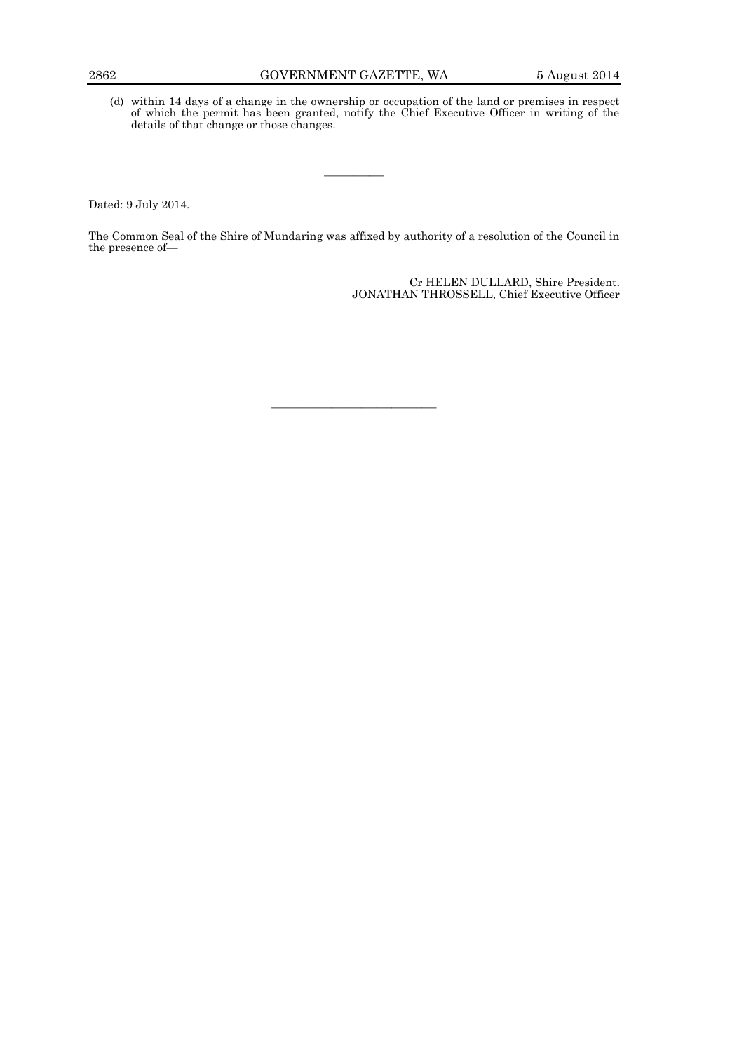(d) within 14 days of a change in the ownership or occupation of the land or premises in respect of which the permit has been granted, notify the Chief Executive Officer in writing of the details of that change or those changes.

---

Dated: 9 July 2014.

The Common Seal of the Shire of Mundaring was affixed by authority of a resolution of the Council in the presence of—

Cr HELEN DULLARD, Shire President.
JONATHAN THROSSELL, Chief Executive Officer

---